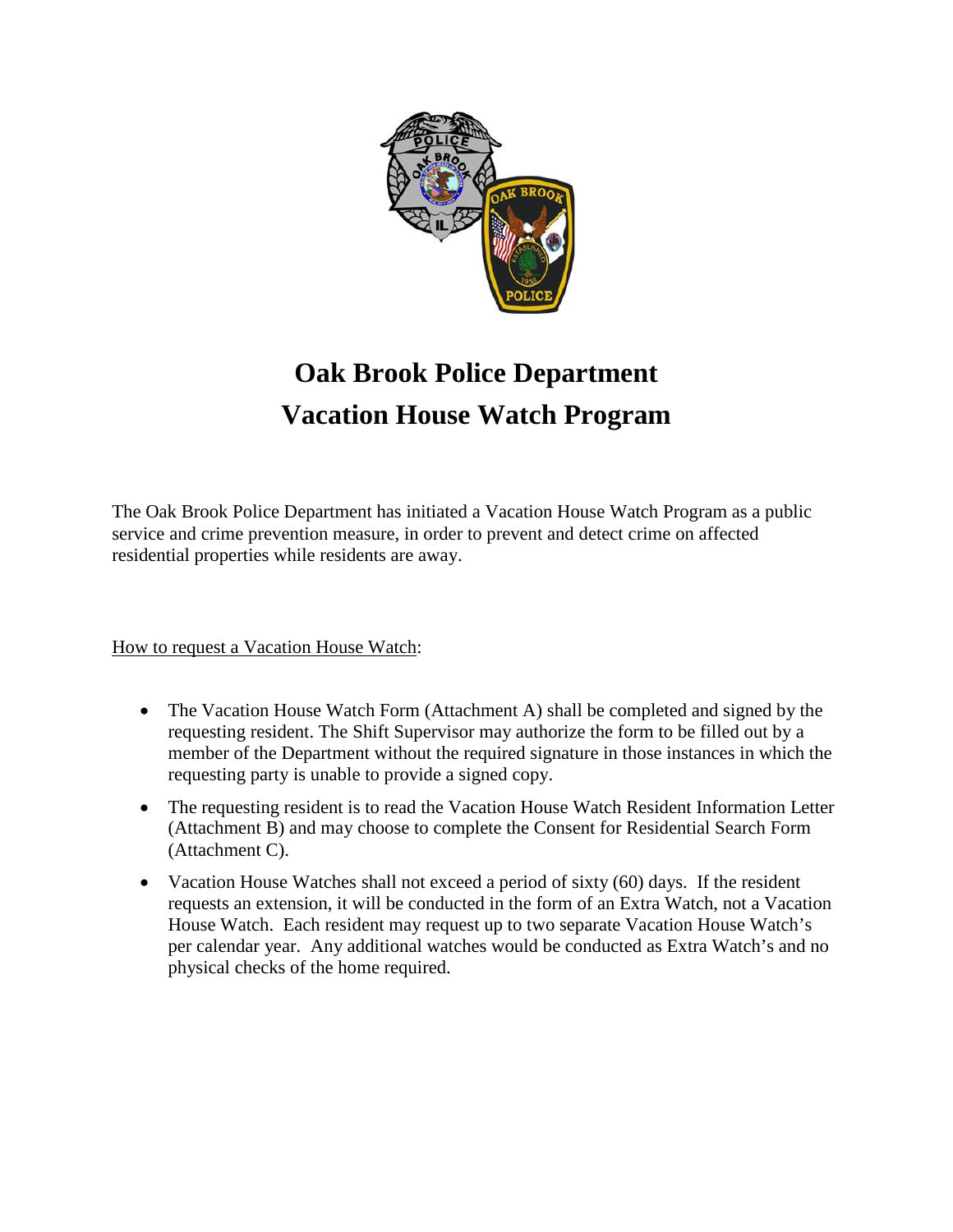# Oak Brook Police Department
# Vacation House Watch Program

The Oak Brook Police Department has initiated a Vacation House Watch Program as a public service and crime prevention measure, in order to prevent and detect crime on affected residential properties while residents are away.

How to request a Vacation House Watch:

- The Vacation House Watch Form (Attachment A) shall be completed and signed by the requesting resident. The Shift Supervisor may authorize the form to be filled out by a member of the Department without the required signature in those instances in which the requesting party is unable to provide a signed copy.
- The requesting resident is to read the Vacation House Watch Resident Information Letter (Attachment B) and may choose to complete the Consent for Residential Search Form (Attachment C).
- Vacation House Watches shall not exceed a period of sixty (60) days. If the resident requests an extension, it will be conducted in the form of an Extra Watch, not a Vacation House Watch. Each resident may request up to two separate Vacation House Watch's per calendar year. Any additional watches would be conducted as Extra Watch's and no physical checks of the home required.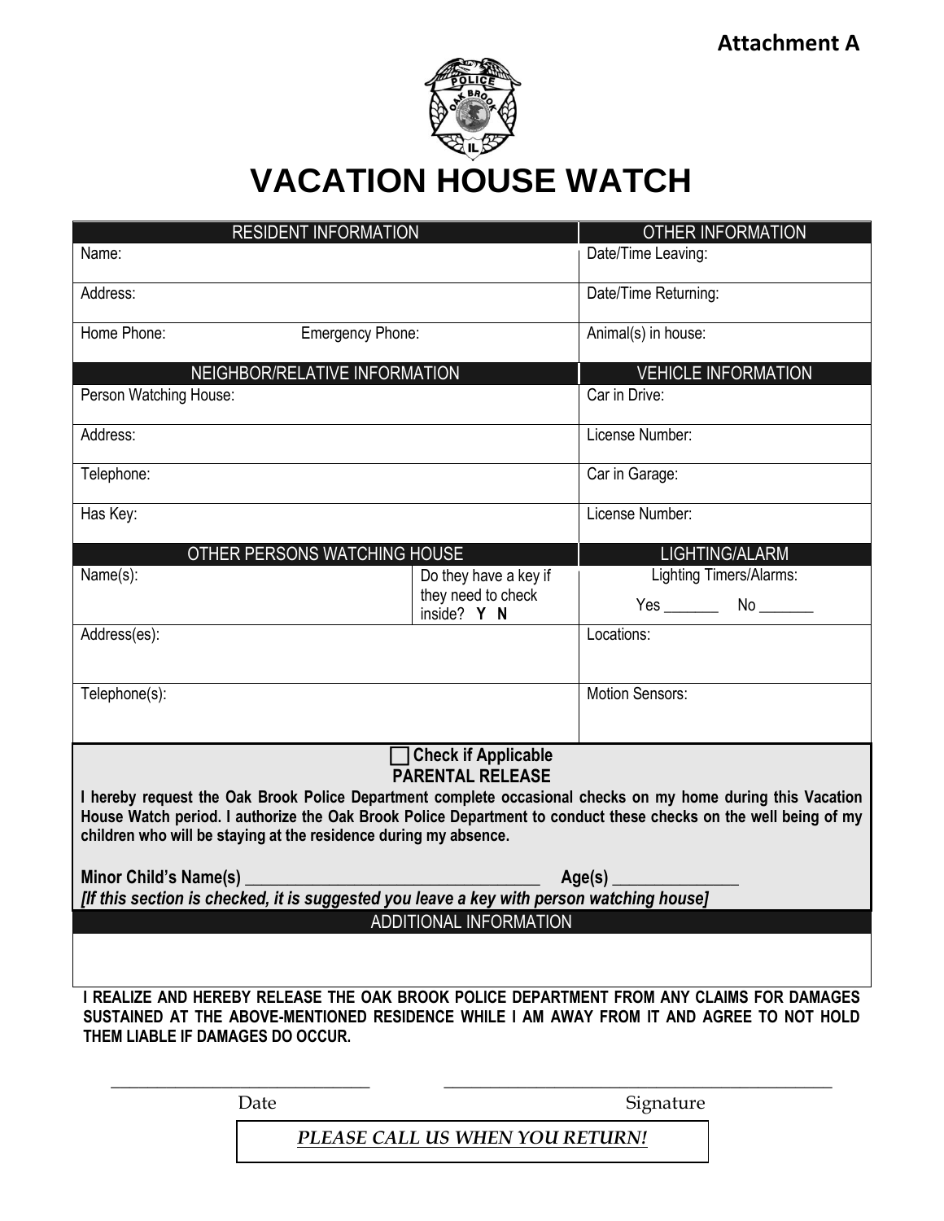**Attachment A**

# VACATION HOUSE WATCH

| RESIDENT INFORMATION | | OTHER INFORMATION |
|---|---|---|
| Name: | | Date/Time Leaving: |
| Address: | | Date/Time Returning: |
| Home Phone: Emergency Phone: | | Animal(s) in house: |
| **NEIGHBOR/RELATIVE INFORMATION** | | **VEHICLE INFORMATION** |
| Person Watching House: | | Car in Drive: |
| Address: | | License Number: |
| Telephone: | | Car in Garage: |
| Has Key: | | License Number: |
| **OTHER PERSONS WATCHING HOUSE** | | **LIGHTING/ALARM** |
| Name(s): | Do they have a key if they need to check inside? **Y N** | Lighting Timers/Alarms: Yes _______ No _______ |
| Address(es): | | Locations: |
| Telephone(s): | | Motion Sensors: |

☐ **Check if Applicable**

**PARENTAL RELEASE**

**I hereby request the Oak Brook Police Department complete occasional checks on my home during this Vacation House Watch period. I authorize the Oak Brook Police Department to conduct these checks on the well being of my children who will be staying at the residence during my absence.**

**Minor Child's Name(s)** ________________________________ **Age(s)** ______________

***[If this section is checked, it is suggested you leave a key with person watching house]***

**ADDITIONAL INFORMATION**

**I REALIZE AND HEREBY RELEASE THE OAK BROOK POLICE DEPARTMENT FROM ANY CLAIMS FOR DAMAGES SUSTAINED AT THE ABOVE-MENTIONED RESIDENCE WHILE I AM AWAY FROM IT AND AGREE TO NOT HOLD THEM LIABLE IF DAMAGES DO OCCUR.**

_____________________________ Date

_________________________________________ Signature

***PLEASE CALL US WHEN YOU RETURN!***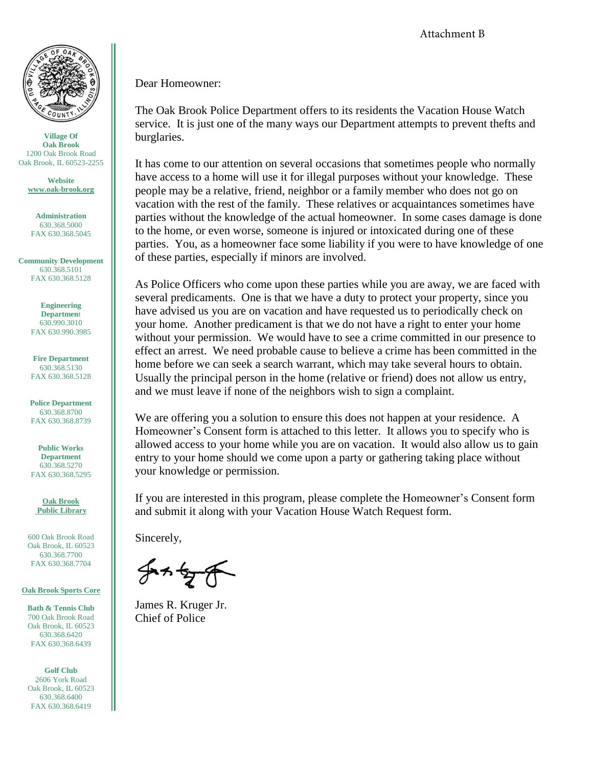Attachment B

**Village Of Oak Brook**
1200 Oak Brook Road
Oak Brook, IL 60523-2255

**Website**
**www.oak-brook.org**

**Administration**
630.368.5000
FAX 630.368.5045

**Community Development**
630.368.5101
FAX 630.368.5128

**Engineering Department**
630.990.3010
FAX 630.990.3985

**Fire Department**
630.368.5130
FAX 630.368.5128

**Police Department**
630.368.8700
FAX 630.368.8739

**Public Works Department**
630.368.5270
FAX 630.368.5295

**Oak Brook Public Library**

600 Oak Brook Road
Oak Brook, IL 60523
630.368.7700
FAX 630.368.7704

**Oak Brook Sports Core**

**Bath & Tennis Club**
700 Oak Brook Road
Oak Brook, IL 60523
630.368.6420
FAX 630.368.6439

**Golf Club**
2606 York Road
Oak Brook, IL 60523
630.368.6400
FAX 630.368.6419

Dear Homeowner:

The Oak Brook Police Department offers to its residents the Vacation House Watch service. It is just one of the many ways our Department attempts to prevent thefts and burglaries.

It has come to our attention on several occasions that sometimes people who normally have access to a home will use it for illegal purposes without your knowledge. These people may be a relative, friend, neighbor or a family member who does not go on vacation with the rest of the family. These relatives or acquaintances sometimes have parties without the knowledge of the actual homeowner. In some cases damage is done to the home, or even worse, someone is injured or intoxicated during one of these parties. You, as a homeowner face some liability if you were to have knowledge of one of these parties, especially if minors are involved.

As Police Officers who come upon these parties while you are away, we are faced with several predicaments. One is that we have a duty to protect your property, since you have advised us you are on vacation and have requested us to periodically check on your home. Another predicament is that we do not have a right to enter your home without your permission. We would have to see a crime committed in our presence to effect an arrest. We need probable cause to believe a crime has been committed in the home before we can seek a search warrant, which may take several hours to obtain. Usually the principal person in the home (relative or friend) does not allow us entry, and we must leave if none of the neighbors wish to sign a complaint.

We are offering you a solution to ensure this does not happen at your residence. A Homeowner's Consent form is attached to this letter. It allows you to specify who is allowed access to your home while you are on vacation. It would also allow us to gain entry to your home should we come upon a party or gathering taking place without your knowledge or permission.

If you are interested in this program, please complete the Homeowner's Consent form and submit it along with your Vacation House Watch Request form.

Sincerely,

James R. Kruger Jr.
Chief of Police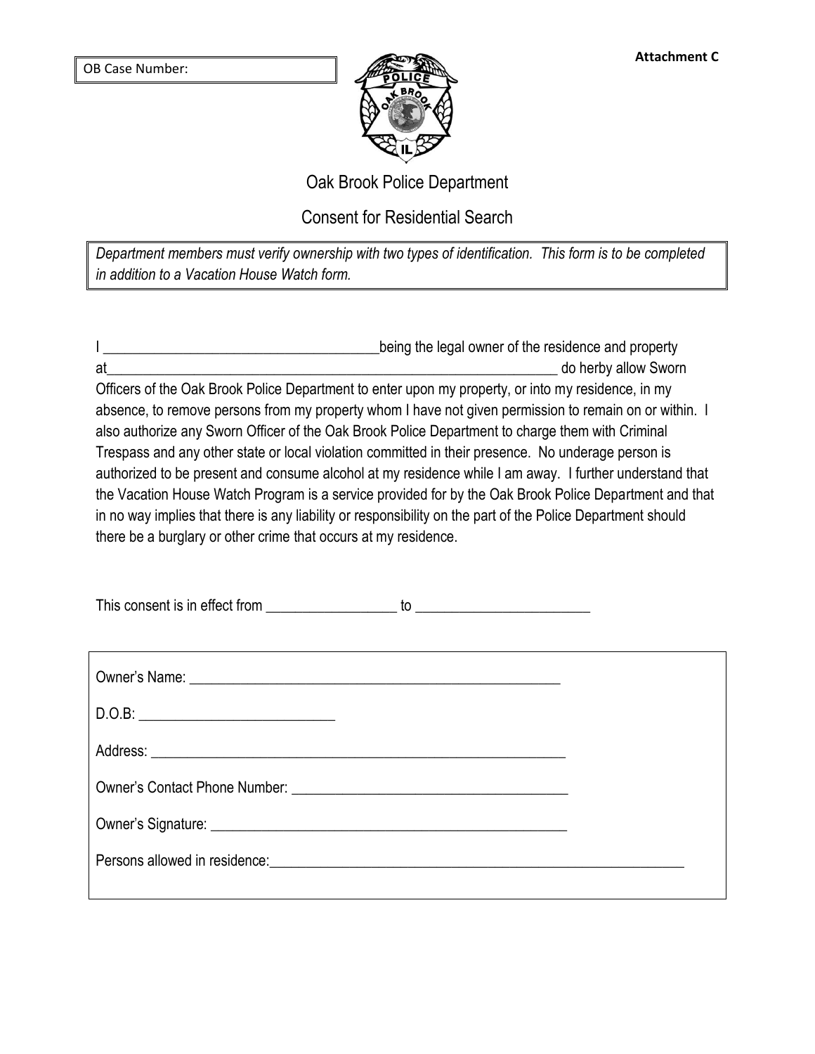OB Case Number:

**Attachment C**

# Oak Brook Police Department

## Consent for Residential Search

*Department members must verify ownership with two types of identification. This form is to be completed in addition to a Vacation House Watch form.*

I ______________________________________being the legal owner of the residence and property at________________________________________________________________ do herby allow Sworn Officers of the Oak Brook Police Department to enter upon my property, or into my residence, in my absence, to remove persons from my property whom I have not given permission to remain on or within. I also authorize any Sworn Officer of the Oak Brook Police Department to charge them with Criminal Trespass and any other state or local violation committed in their presence. No underage person is authorized to be present and consume alcohol at my residence while I am away. I further understand that the Vacation House Watch Program is a service provided for by the Oak Brook Police Department and that in no way implies that there is any liability or responsibility on the part of the Police Department should there be a burglary or other crime that occurs at my residence.

This consent is in effect from __________________ to ________________________

Owner's Name: ____________________________________________________

D.O.B: ___________________________

Address: _________________________________________________________

Owner's Contact Phone Number: _____________________________________

Owner's Signature: ________________________________________________

Persons allowed in residence:_____________________________________________________________